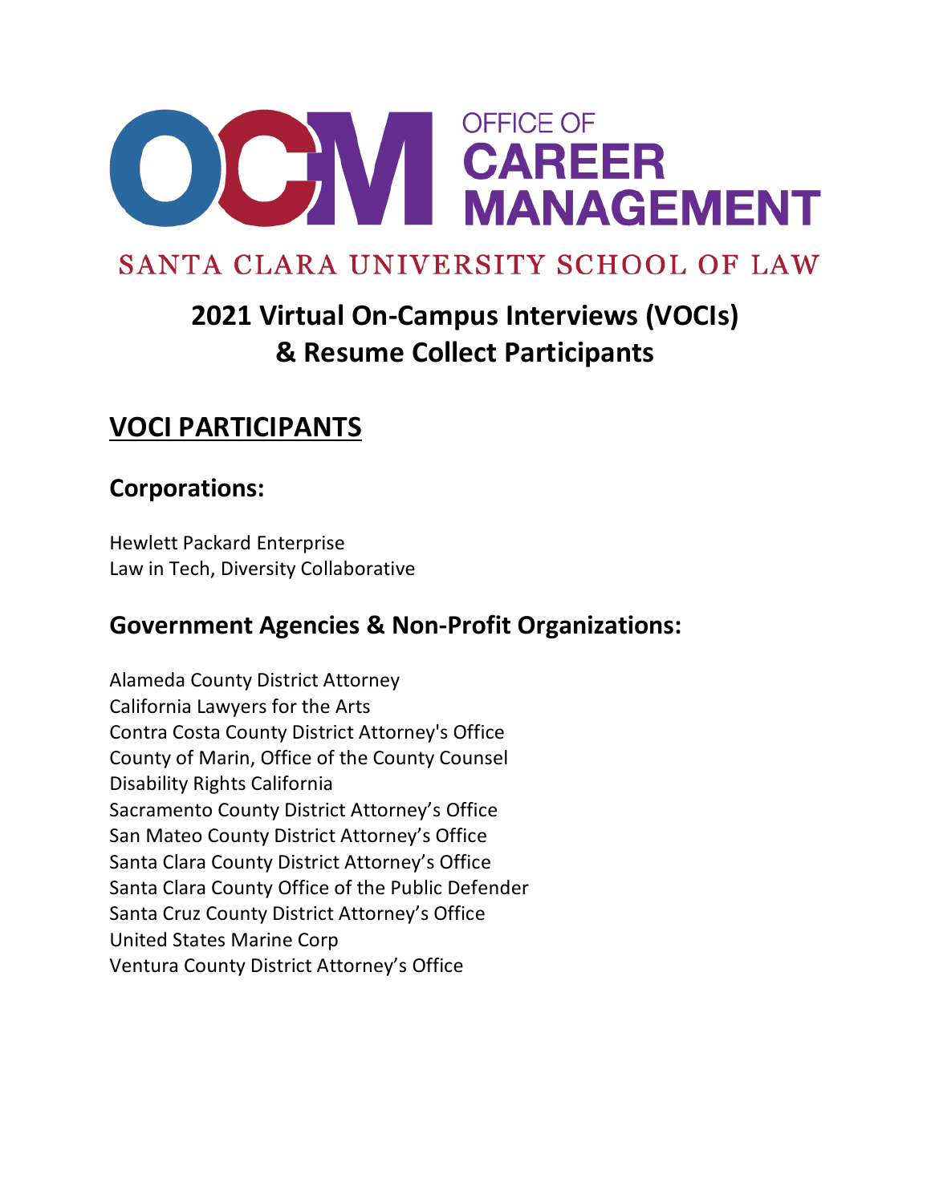# OFFICE OF CAREER MANAGEMENT

SANTA CLARA UNIVERSITY SCHOOL OF LAW

## 2021 Virtual On-Campus Interviews (VOCIs) & Resume Collect Participants

## VOCI PARTICIPANTS

### Corporations:

Hewlett Packard Enterprise
Law in Tech, Diversity Collaborative

### Government Agencies & Non-Profit Organizations:

Alameda County District Attorney
California Lawyers for the Arts
Contra Costa County District Attorney's Office
County of Marin, Office of the County Counsel
Disability Rights California
Sacramento County District Attorney's Office
San Mateo County District Attorney's Office
Santa Clara County District Attorney's Office
Santa Clara County Office of the Public Defender
Santa Cruz County District Attorney's Office
United States Marine Corp
Ventura County District Attorney's Office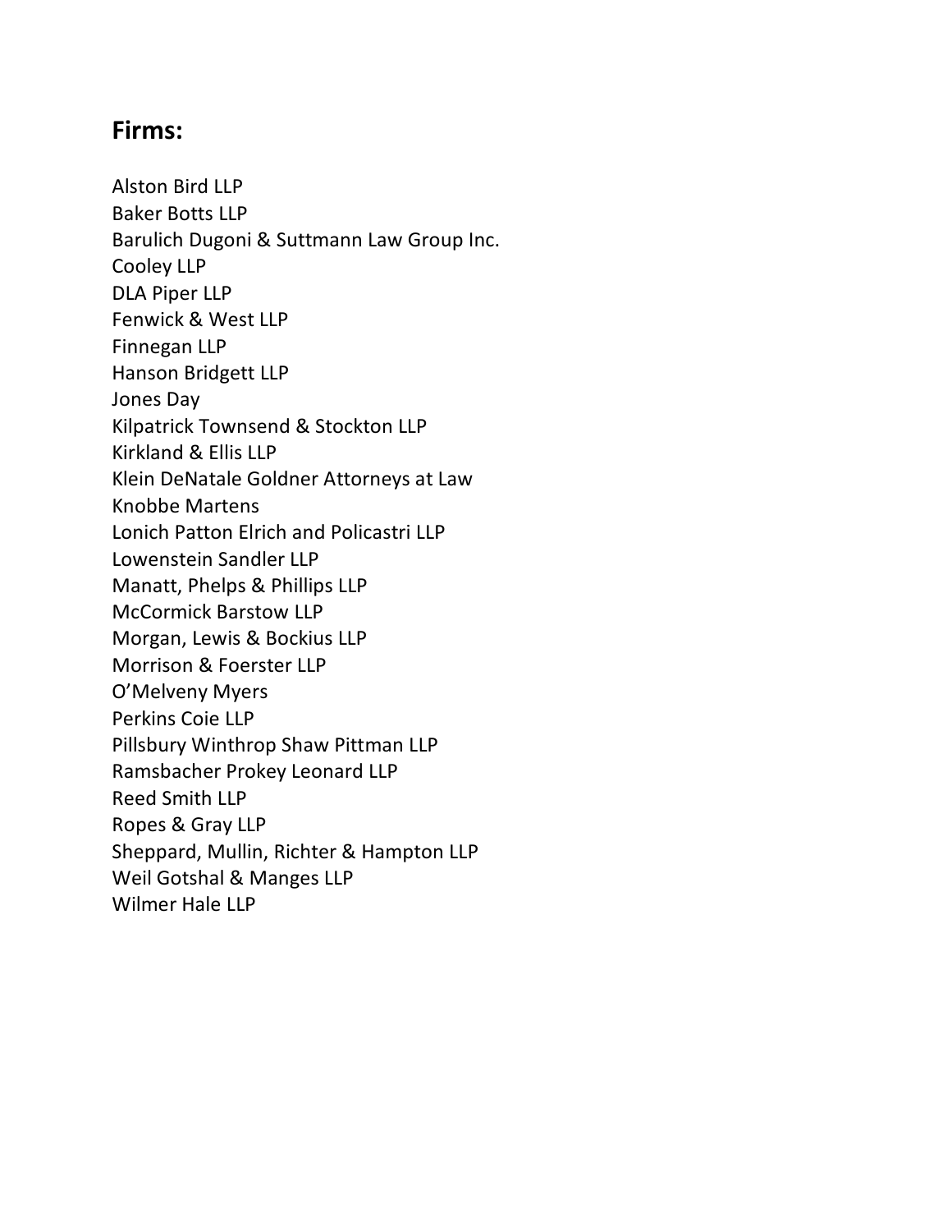## Firms:

Alston Bird LLP
Baker Botts LLP
Barulich Dugoni & Suttmann Law Group Inc.
Cooley LLP
DLA Piper LLP
Fenwick & West LLP
Finnegan LLP
Hanson Bridgett LLP
Jones Day
Kilpatrick Townsend & Stockton LLP
Kirkland & Ellis LLP
Klein DeNatale Goldner Attorneys at Law
Knobbe Martens
Lonich Patton Elrich and Policastri LLP
Lowenstein Sandler LLP
Manatt, Phelps & Phillips LLP
McCormick Barstow LLP
Morgan, Lewis & Bockius LLP
Morrison & Foerster LLP
O'Melveny Myers
Perkins Coie LLP
Pillsbury Winthrop Shaw Pittman LLP
Ramsbacher Prokey Leonard LLP
Reed Smith LLP
Ropes & Gray LLP
Sheppard, Mullin, Richter & Hampton LLP
Weil Gotshal & Manges LLP
Wilmer Hale LLP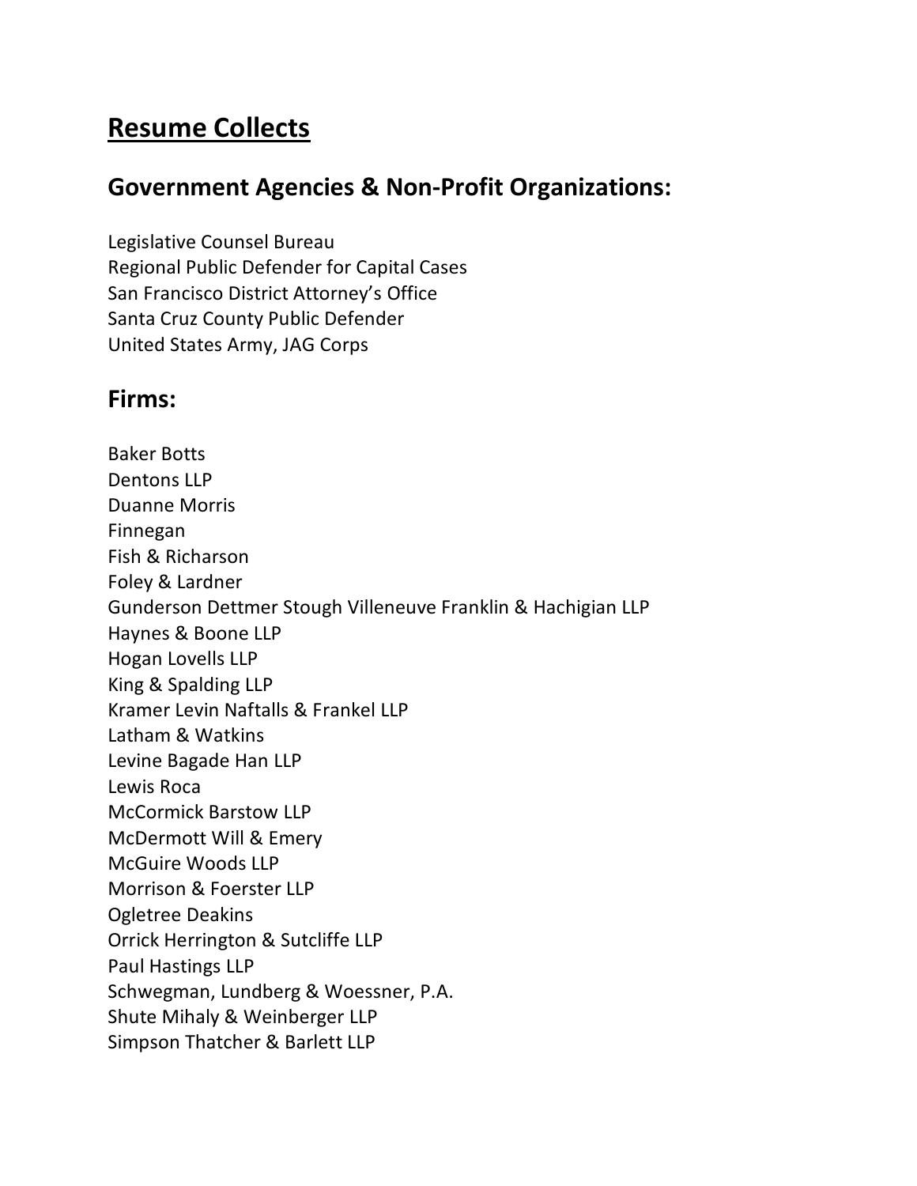# Resume Collects

## Government Agencies & Non-Profit Organizations:

Legislative Counsel Bureau
Regional Public Defender for Capital Cases
San Francisco District Attorney's Office
Santa Cruz County Public Defender
United States Army, JAG Corps

## Firms:

Baker Botts
Dentons LLP
Duanne Morris
Finnegan
Fish & Richarson
Foley & Lardner
Gunderson Dettmer Stough Villeneuve Franklin & Hachigian LLP
Haynes & Boone LLP
Hogan Lovells LLP
King & Spalding LLP
Kramer Levin Naftalls & Frankel LLP
Latham & Watkins
Levine Bagade Han LLP
Lewis Roca
McCormick Barstow LLP
McDermott Will & Emery
McGuire Woods LLP
Morrison & Foerster LLP
Ogletree Deakins
Orrick Herrington & Sutcliffe LLP
Paul Hastings LLP
Schwegman, Lundberg & Woessner, P.A.
Shute Mihaly & Weinberger LLP
Simpson Thatcher & Barlett LLP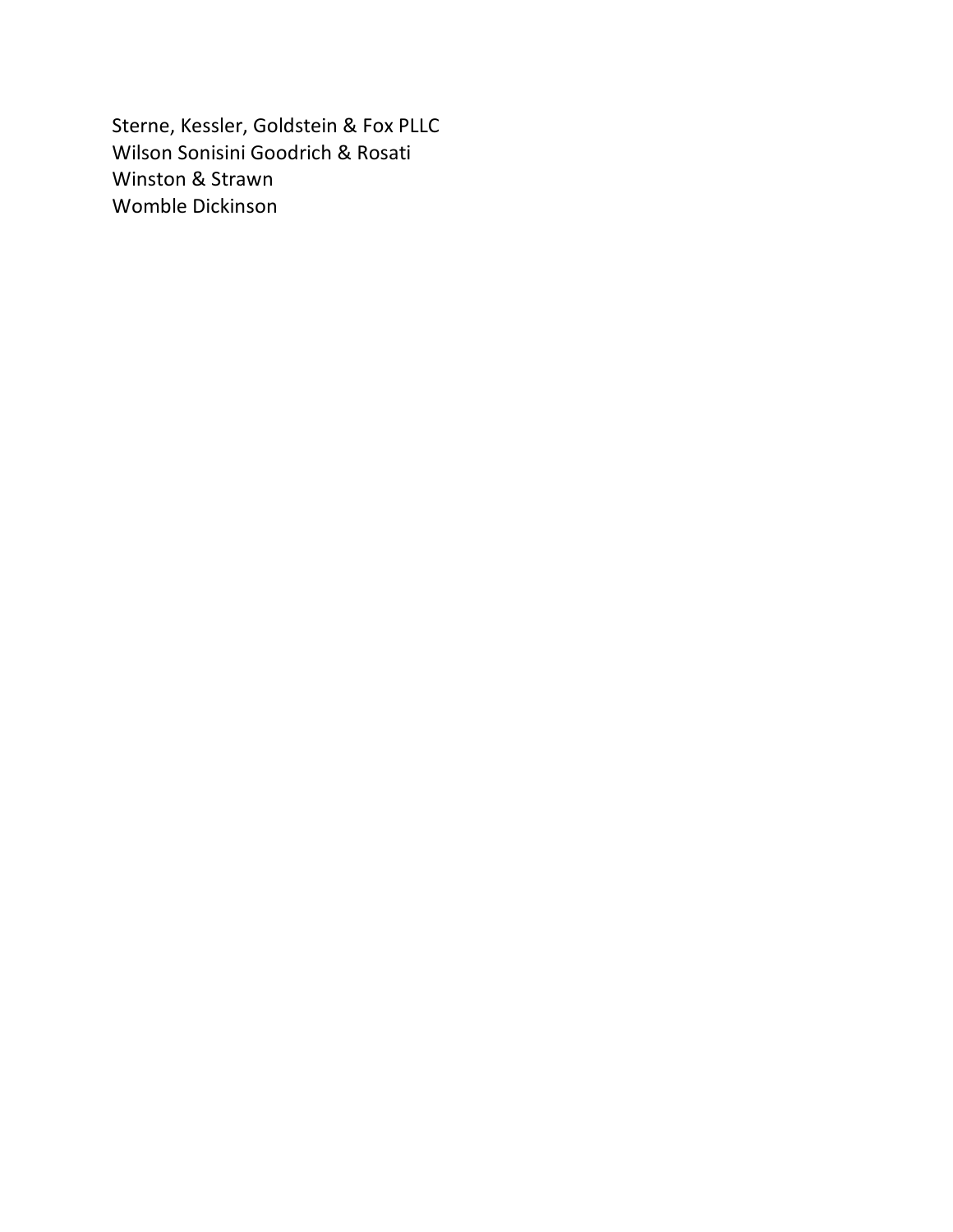Sterne, Kessler, Goldstein & Fox PLLC
Wilson Sonisini Goodrich & Rosati
Winston & Strawn
Womble Dickinson